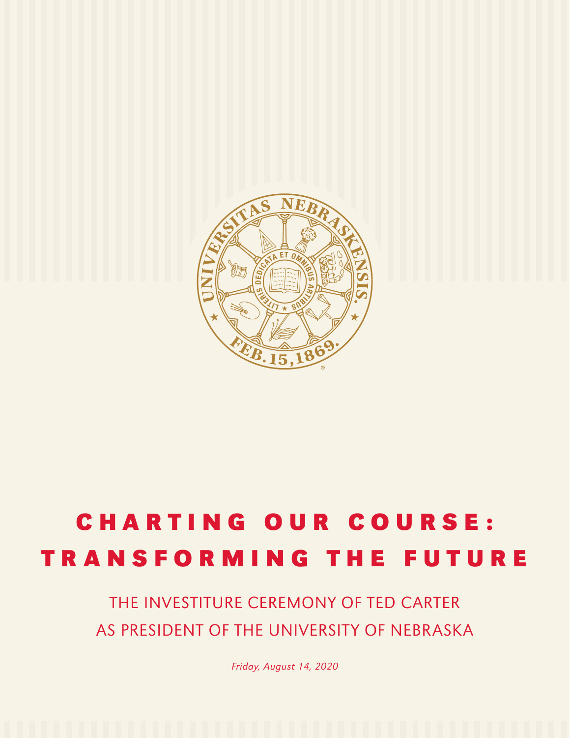# CHARTING OUR COURSE: TRANSFORMING THE FUTURE

## THE INVESTITURE CEREMONY OF TED CARTER AS PRESIDENT OF THE UNIVERSITY OF NEBRASKA

*Friday, August 14, 2020*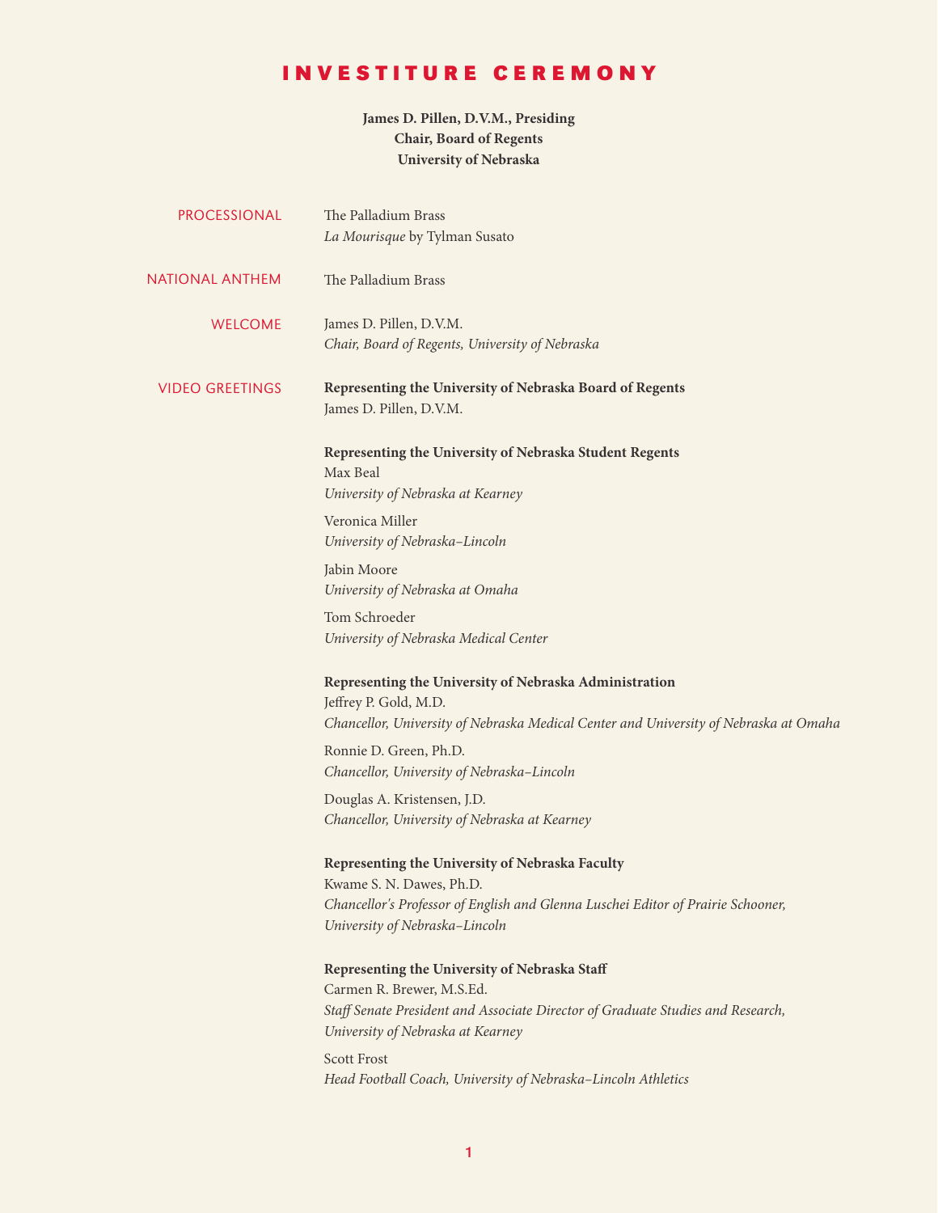# INVESTITURE CEREMONY

**James D. Pillen, D.V.M., Presiding**
**Chair, Board of Regents**
**University of Nebraska**

PROCESSIONAL

The Palladium Brass
*La Mourisque* by Tylman Susato

NATIONAL ANTHEM

The Palladium Brass

WELCOME

James D. Pillen, D.V.M.
*Chair, Board of Regents, University of Nebraska*

VIDEO GREETINGS

**Representing the University of Nebraska Board of Regents**
James D. Pillen, D.V.M.

**Representing the University of Nebraska Student Regents**
Max Beal
*University of Nebraska at Kearney*

Veronica Miller
*University of Nebraska–Lincoln*

Jabin Moore
*University of Nebraska at Omaha*

Tom Schroeder
*University of Nebraska Medical Center*

**Representing the University of Nebraska Administration**
Jeffrey P. Gold, M.D.
*Chancellor, University of Nebraska Medical Center and University of Nebraska at Omaha*

Ronnie D. Green, Ph.D.
*Chancellor, University of Nebraska–Lincoln*

Douglas A. Kristensen, J.D.
*Chancellor, University of Nebraska at Kearney*

**Representing the University of Nebraska Faculty**
Kwame S. N. Dawes, Ph.D.
*Chancellor's Professor of English and Glenna Luschei Editor of Prairie Schooner, University of Nebraska–Lincoln*

**Representing the University of Nebraska Staff**
Carmen R. Brewer, M.S.Ed.
*Staff Senate President and Associate Director of Graduate Studies and Research, University of Nebraska at Kearney*

Scott Frost
*Head Football Coach, University of Nebraska–Lincoln Athletics*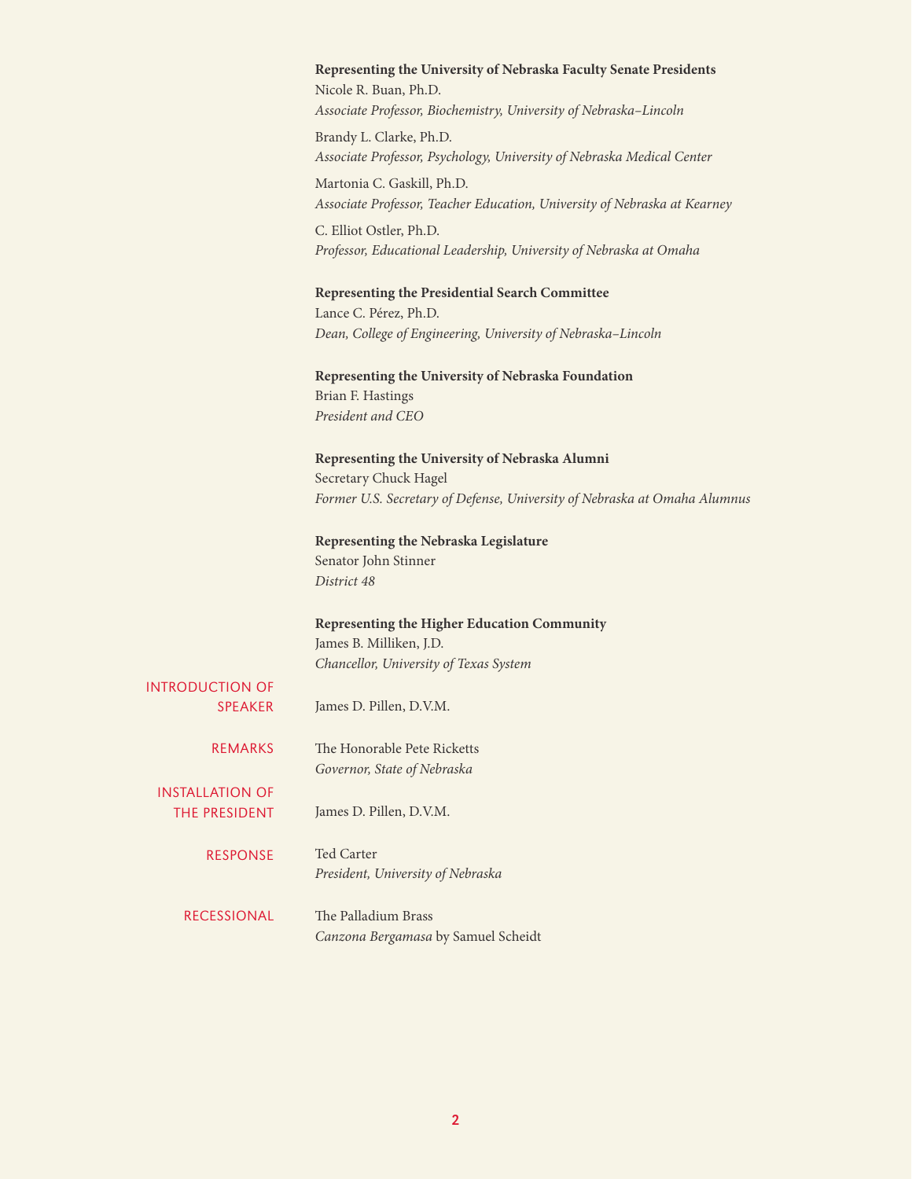**Representing the University of Nebraska Faculty Senate Presidents**
Nicole R. Buan, Ph.D.
*Associate Professor, Biochemistry, University of Nebraska–Lincoln*

Brandy L. Clarke, Ph.D.
*Associate Professor, Psychology, University of Nebraska Medical Center*

Martonia C. Gaskill, Ph.D.
*Associate Professor, Teacher Education, University of Nebraska at Kearney*

C. Elliot Ostler, Ph.D.
*Professor, Educational Leadership, University of Nebraska at Omaha*

**Representing the Presidential Search Committee**
Lance C. Pérez, Ph.D.
*Dean, College of Engineering, University of Nebraska–Lincoln*

**Representing the University of Nebraska Foundation**
Brian F. Hastings
*President and CEO*

**Representing the University of Nebraska Alumni**
Secretary Chuck Hagel
*Former U.S. Secretary of Defense, University of Nebraska at Omaha Alumnus*

**Representing the Nebraska Legislature**
Senator John Stinner
*District 48*

**Representing the Higher Education Community**
James B. Milliken, J.D.
*Chancellor, University of Texas System*

INTRODUCTION OF SPEAKER
James D. Pillen, D.V.M.

REMARKS
The Honorable Pete Ricketts
*Governor, State of Nebraska*

INSTALLATION OF THE PRESIDENT
James D. Pillen, D.V.M.

RESPONSE
Ted Carter
*President, University of Nebraska*

RECESSIONAL
The Palladium Brass
*Canzona Bergamasa* by Samuel Scheidt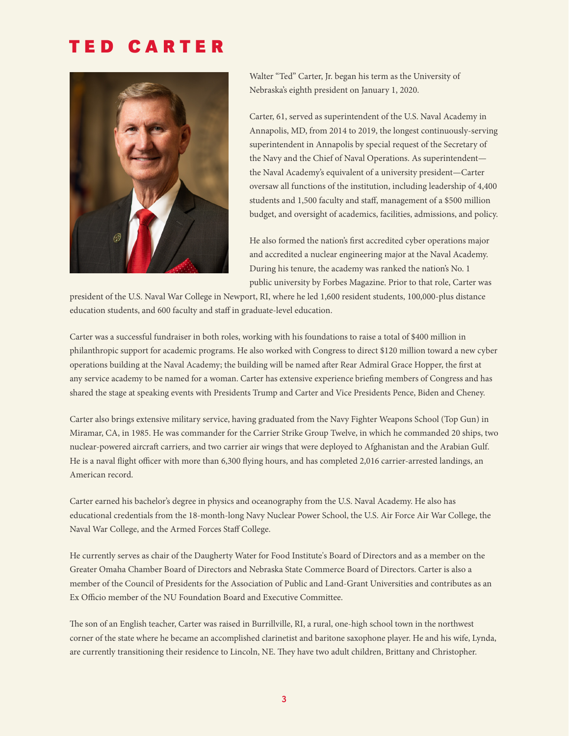# TED CARTER

Walter "Ted" Carter, Jr. began his term as the University of Nebraska's eighth president on January 1, 2020.

Carter, 61, served as superintendent of the U.S. Naval Academy in Annapolis, MD, from 2014 to 2019, the longest continuously-serving superintendent in Annapolis by special request of the Secretary of the Navy and the Chief of Naval Operations. As superintendent—the Naval Academy's equivalent of a university president—Carter oversaw all functions of the institution, including leadership of 4,400 students and 1,500 faculty and staff, management of a $500 million budget, and oversight of academics, facilities, admissions, and policy.

He also formed the nation's first accredited cyber operations major and accredited a nuclear engineering major at the Naval Academy. During his tenure, the academy was ranked the nation's No. 1 public university by Forbes Magazine. Prior to that role, Carter was president of the U.S. Naval War College in Newport, RI, where he led 1,600 resident students, 100,000-plus distance education students, and 600 faculty and staff in graduate-level education.

Carter was a successful fundraiser in both roles, working with his foundations to raise a total of $400 million in philanthropic support for academic programs. He also worked with Congress to direct $120 million toward a new cyber operations building at the Naval Academy; the building will be named after Rear Admiral Grace Hopper, the first at any service academy to be named for a woman. Carter has extensive experience briefing members of Congress and has shared the stage at speaking events with Presidents Trump and Carter and Vice Presidents Pence, Biden and Cheney.

Carter also brings extensive military service, having graduated from the Navy Fighter Weapons School (Top Gun) in Miramar, CA, in 1985. He was commander for the Carrier Strike Group Twelve, in which he commanded 20 ships, two nuclear-powered aircraft carriers, and two carrier air wings that were deployed to Afghanistan and the Arabian Gulf. He is a naval flight officer with more than 6,300 flying hours, and has completed 2,016 carrier-arrested landings, an American record.

Carter earned his bachelor's degree in physics and oceanography from the U.S. Naval Academy. He also has educational credentials from the 18-month-long Navy Nuclear Power School, the U.S. Air Force Air War College, the Naval War College, and the Armed Forces Staff College.

He currently serves as chair of the Daugherty Water for Food Institute's Board of Directors and as a member on the Greater Omaha Chamber Board of Directors and Nebraska State Commerce Board of Directors. Carter is also a member of the Council of Presidents for the Association of Public and Land-Grant Universities and contributes as an Ex Officio member of the NU Foundation Board and Executive Committee.

The son of an English teacher, Carter was raised in Burrillville, RI, a rural, one-high school town in the northwest corner of the state where he became an accomplished clarinetist and baritone saxophone player. He and his wife, Lynda, are currently transitioning their residence to Lincoln, NE. They have two adult children, Brittany and Christopher.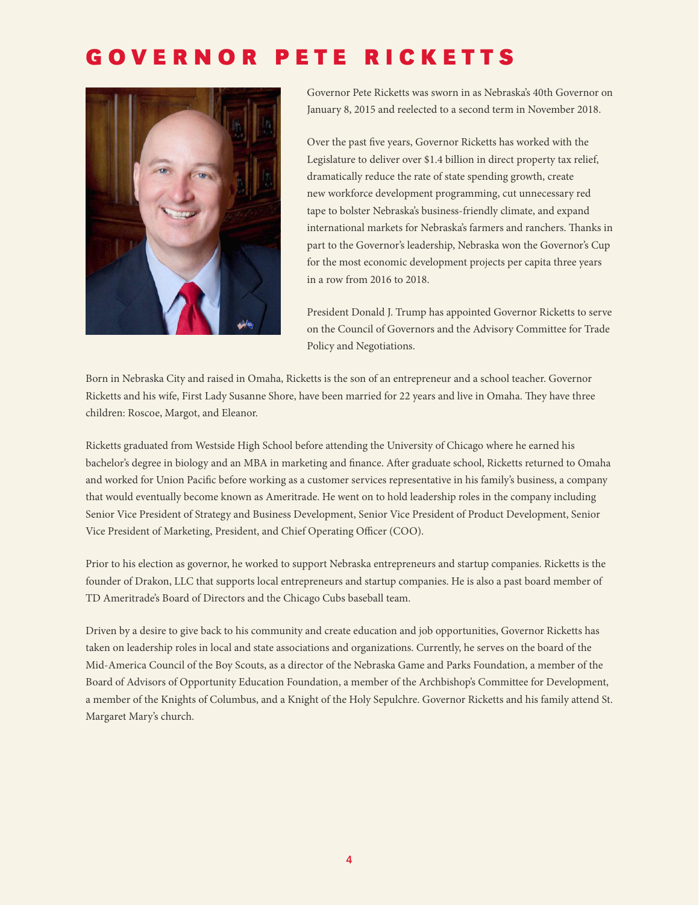# GOVERNOR PETE RICKETTS

Governor Pete Ricketts was sworn in as Nebraska's 40th Governor on January 8, 2015 and reelected to a second term in November 2018.

Over the past five years, Governor Ricketts has worked with the Legislature to deliver over $1.4 billion in direct property tax relief, dramatically reduce the rate of state spending growth, create new workforce development programming, cut unnecessary red tape to bolster Nebraska's business-friendly climate, and expand international markets for Nebraska's farmers and ranchers. Thanks in part to the Governor's leadership, Nebraska won the Governor's Cup for the most economic development projects per capita three years in a row from 2016 to 2018.

President Donald J. Trump has appointed Governor Ricketts to serve on the Council of Governors and the Advisory Committee for Trade Policy and Negotiations.

Born in Nebraska City and raised in Omaha, Ricketts is the son of an entrepreneur and a school teacher. Governor Ricketts and his wife, First Lady Susanne Shore, have been married for 22 years and live in Omaha. They have three children: Roscoe, Margot, and Eleanor.

Ricketts graduated from Westside High School before attending the University of Chicago where he earned his bachelor's degree in biology and an MBA in marketing and finance. After graduate school, Ricketts returned to Omaha and worked for Union Pacific before working as a customer services representative in his family's business, a company that would eventually become known as Ameritrade. He went on to hold leadership roles in the company including Senior Vice President of Strategy and Business Development, Senior Vice President of Product Development, Senior Vice President of Marketing, President, and Chief Operating Officer (COO).

Prior to his election as governor, he worked to support Nebraska entrepreneurs and startup companies. Ricketts is the founder of Drakon, LLC that supports local entrepreneurs and startup companies. He is also a past board member of TD Ameritrade's Board of Directors and the Chicago Cubs baseball team.

Driven by a desire to give back to his community and create education and job opportunities, Governor Ricketts has taken on leadership roles in local and state associations and organizations. Currently, he serves on the board of the Mid-America Council of the Boy Scouts, as a director of the Nebraska Game and Parks Foundation, a member of the Board of Advisors of Opportunity Education Foundation, a member of the Archbishop's Committee for Development, a member of the Knights of Columbus, and a Knight of the Holy Sepulchre. Governor Ricketts and his family attend St. Margaret Mary's church.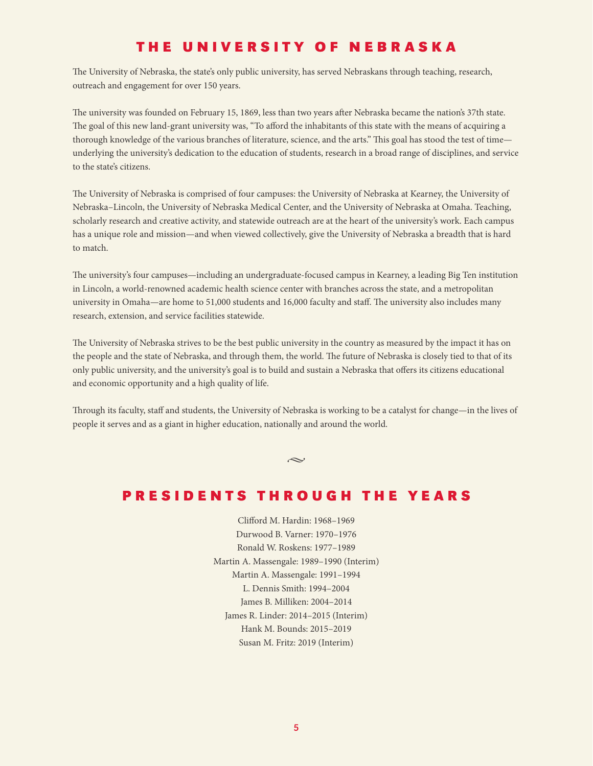# THE UNIVERSITY OF NEBRASKA

The University of Nebraska, the state's only public university, has served Nebraskans through teaching, research, outreach and engagement for over 150 years.

The university was founded on February 15, 1869, less than two years after Nebraska became the nation's 37th state. The goal of this new land-grant university was, "To afford the inhabitants of this state with the means of acquiring a thorough knowledge of the various branches of literature, science, and the arts." This goal has stood the test of time—underlying the university's dedication to the education of students, research in a broad range of disciplines, and service to the state's citizens.

The University of Nebraska is comprised of four campuses: the University of Nebraska at Kearney, the University of Nebraska–Lincoln, the University of Nebraska Medical Center, and the University of Nebraska at Omaha. Teaching, scholarly research and creative activity, and statewide outreach are at the heart of the university's work. Each campus has a unique role and mission—and when viewed collectively, give the University of Nebraska a breadth that is hard to match.

The university's four campuses—including an undergraduate-focused campus in Kearney, a leading Big Ten institution in Lincoln, a world-renowned academic health science center with branches across the state, and a metropolitan university in Omaha—are home to 51,000 students and 16,000 faculty and staff. The university also includes many research, extension, and service facilities statewide.

The University of Nebraska strives to be the best public university in the country as measured by the impact it has on the people and the state of Nebraska, and through them, the world. The future of Nebraska is closely tied to that of its only public university, and the university's goal is to build and sustain a Nebraska that offers its citizens educational and economic opportunity and a high quality of life.

Through its faculty, staff and students, the University of Nebraska is working to be a catalyst for change—in the lives of people it serves and as a giant in higher education, nationally and around the world.

# PRESIDENTS THROUGH THE YEARS

Clifford M. Hardin: 1968–1969
Durwood B. Varner: 1970–1976
Ronald W. Roskens: 1977–1989
Martin A. Massengale: 1989–1990 (Interim)
Martin A. Massengale: 1991–1994
L. Dennis Smith: 1994–2004
James B. Milliken: 2004–2014
James R. Linder: 2014–2015 (Interim)
Hank M. Bounds: 2015–2019
Susan M. Fritz: 2019 (Interim)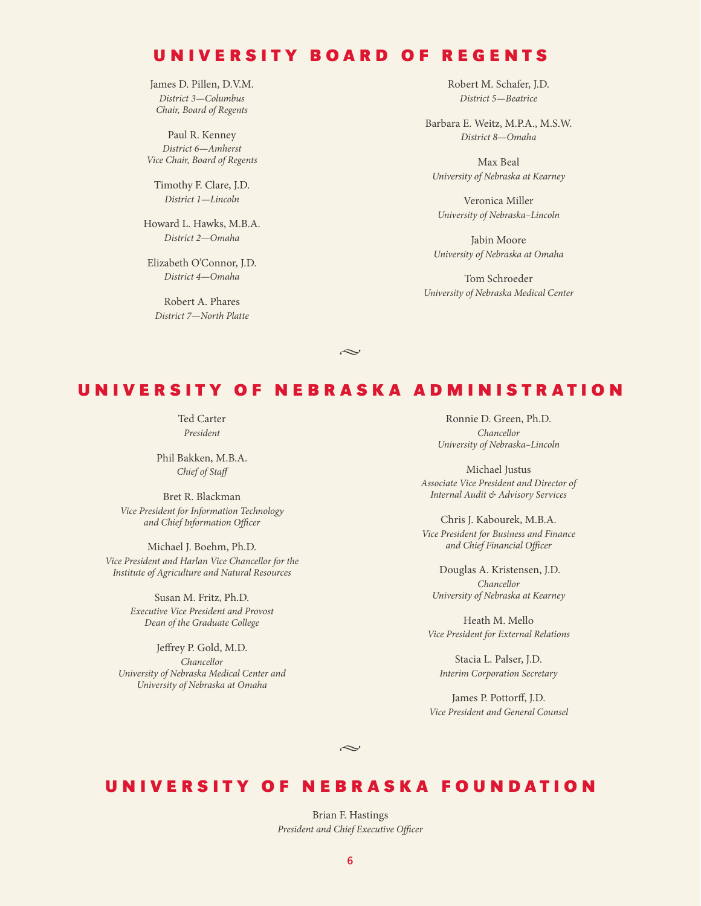## UNIVERSITY BOARD OF REGENTS

James D. Pillen, D.V.M.
*District 3—Columbus*
*Chair, Board of Regents*

Paul R. Kenney
*District 6—Amherst*
*Vice Chair, Board of Regents*

Timothy F. Clare, J.D.
*District 1—Lincoln*

Howard L. Hawks, M.B.A.
*District 2—Omaha*

Elizabeth O'Connor, J.D.
*District 4—Omaha*

Robert A. Phares
*District 7—North Platte*

Robert M. Schafer, J.D.
*District 5—Beatrice*

Barbara E. Weitz, M.P.A., M.S.W.
*District 8—Omaha*

Max Beal
*University of Nebraska at Kearney*

Veronica Miller
*University of Nebraska–Lincoln*

Jabin Moore
*University of Nebraska at Omaha*

Tom Schroeder
*University of Nebraska Medical Center*

## UNIVERSITY OF NEBRASKA ADMINISTRATION

Ted Carter
*President*

Phil Bakken, M.B.A.
*Chief of Staff*

Bret R. Blackman
*Vice President for Information Technology and Chief Information Officer*

Michael J. Boehm, Ph.D.
*Vice President and Harlan Vice Chancellor for the Institute of Agriculture and Natural Resources*

Susan M. Fritz, Ph.D.
*Executive Vice President and Provost*
*Dean of the Graduate College*

Jeffrey P. Gold, M.D.
*Chancellor*
*University of Nebraska Medical Center and University of Nebraska at Omaha*

Ronnie D. Green, Ph.D.
*Chancellor*
*University of Nebraska–Lincoln*

Michael Justus
*Associate Vice President and Director of Internal Audit & Advisory Services*

Chris J. Kabourek, M.B.A.
*Vice President for Business and Finance and Chief Financial Officer*

Douglas A. Kristensen, J.D.
*Chancellor*
*University of Nebraska at Kearney*

Heath M. Mello
*Vice President for External Relations*

Stacia L. Palser, J.D.
*Interim Corporation Secretary*

James P. Pottorff, J.D.
*Vice President and General Counsel*

## UNIVERSITY OF NEBRASKA FOUNDATION

Brian F. Hastings
*President and Chief Executive Officer*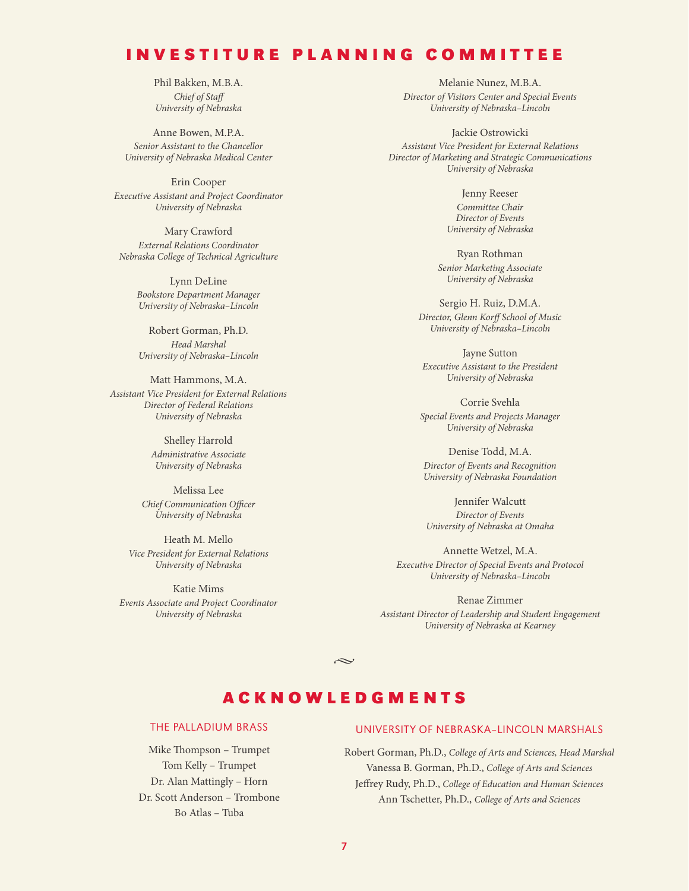## INVESTITURE PLANNING COMMITTEE

Phil Bakken, M.B.A.
*Chief of Staff*
*University of Nebraska*

Anne Bowen, M.P.A.
*Senior Assistant to the Chancellor*
*University of Nebraska Medical Center*

Erin Cooper
*Executive Assistant and Project Coordinator*
*University of Nebraska*

Mary Crawford
*External Relations Coordinator*
*Nebraska College of Technical Agriculture*

Lynn DeLine
*Bookstore Department Manager*
*University of Nebraska–Lincoln*

Robert Gorman, Ph.D.
*Head Marshal*
*University of Nebraska–Lincoln*

Matt Hammons, M.A.
*Assistant Vice President for External Relations*
*Director of Federal Relations*
*University of Nebraska*

Shelley Harrold
*Administrative Associate*
*University of Nebraska*

Melissa Lee
*Chief Communication Officer*
*University of Nebraska*

Heath M. Mello
*Vice President for External Relations*
*University of Nebraska*

Katie Mims
*Events Associate and Project Coordinator*
*University of Nebraska*

Melanie Nunez, M.B.A.
*Director of Visitors Center and Special Events*
*University of Nebraska–Lincoln*

Jackie Ostrowicki
*Assistant Vice President for External Relations*
*Director of Marketing and Strategic Communications*
*University of Nebraska*

Jenny Reeser
*Committee Chair*
*Director of Events*
*University of Nebraska*

Ryan Rothman
*Senior Marketing Associate*
*University of Nebraska*

Sergio H. Ruiz, D.M.A.
*Director, Glenn Korff School of Music*
*University of Nebraska–Lincoln*

Jayne Sutton
*Executive Assistant to the President*
*University of Nebraska*

Corrie Svehla
*Special Events and Projects Manager*
*University of Nebraska*

Denise Todd, M.A.
*Director of Events and Recognition*
*University of Nebraska Foundation*

Jennifer Walcutt
*Director of Events*
*University of Nebraska at Omaha*

Annette Wetzel, M.A.
*Executive Director of Special Events and Protocol*
*University of Nebraska–Lincoln*

Renae Zimmer
*Assistant Director of Leadership and Student Engagement*
*University of Nebraska at Kearney*

## ACKNOWLEDGMENTS

### THE PALLADIUM BRASS

Mike Thompson – Trumpet
Tom Kelly – Trumpet
Dr. Alan Mattingly – Horn
Dr. Scott Anderson – Trombone
Bo Atlas – Tuba

### UNIVERSITY OF NEBRASKA–LINCOLN MARSHALS

Robert Gorman, Ph.D., *College of Arts and Sciences, Head Marshal*
Vanessa B. Gorman, Ph.D., *College of Arts and Sciences*
Jeffrey Rudy, Ph.D., *College of Education and Human Sciences*
Ann Tschetter, Ph.D., *College of Arts and Sciences*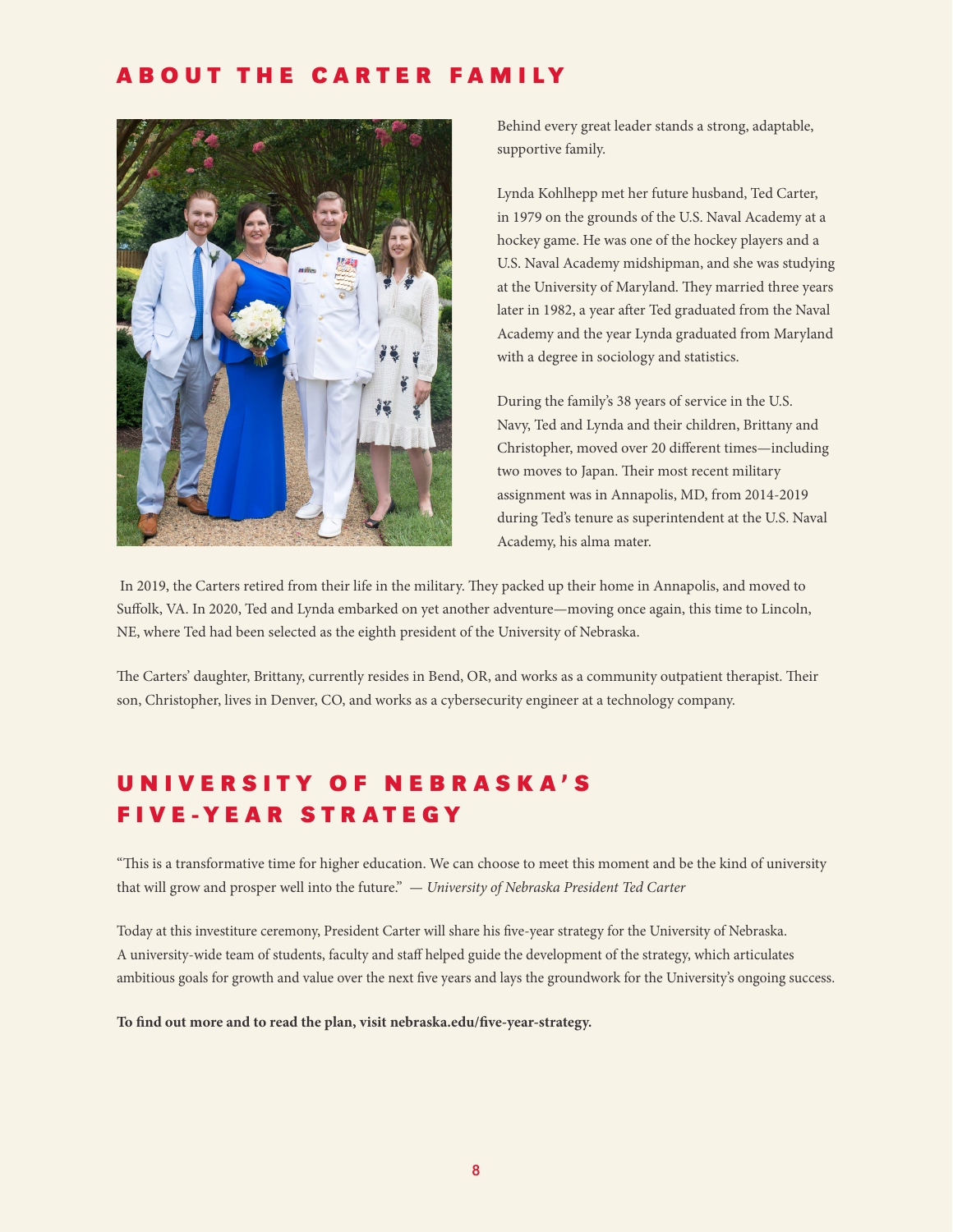## ABOUT THE CARTER FAMILY

Behind every great leader stands a strong, adaptable, supportive family.

Lynda Kohlhepp met her future husband, Ted Carter, in 1979 on the grounds of the U.S. Naval Academy at a hockey game. He was one of the hockey players and a U.S. Naval Academy midshipman, and she was studying at the University of Maryland. They married three years later in 1982, a year after Ted graduated from the Naval Academy and the year Lynda graduated from Maryland with a degree in sociology and statistics.

During the family's 38 years of service in the U.S. Navy, Ted and Lynda and their children, Brittany and Christopher, moved over 20 different times—including two moves to Japan. Their most recent military assignment was in Annapolis, MD, from 2014-2019 during Ted's tenure as superintendent at the U.S. Naval Academy, his alma mater.

In 2019, the Carters retired from their life in the military. They packed up their home in Annapolis, and moved to Suffolk, VA. In 2020, Ted and Lynda embarked on yet another adventure—moving once again, this time to Lincoln, NE, where Ted had been selected as the eighth president of the University of Nebraska.

The Carters' daughter, Brittany, currently resides in Bend, OR, and works as a community outpatient therapist. Their son, Christopher, lives in Denver, CO, and works as a cybersecurity engineer at a technology company.

## UNIVERSITY OF NEBRASKA'S FIVE-YEAR STRATEGY

"This is a transformative time for higher education. We can choose to meet this moment and be the kind of university that will grow and prosper well into the future." — *University of Nebraska President Ted Carter*

Today at this investiture ceremony, President Carter will share his five-year strategy for the University of Nebraska. A university-wide team of students, faculty and staff helped guide the development of the strategy, which articulates ambitious goals for growth and value over the next five years and lays the groundwork for the University's ongoing success.

**To find out more and to read the plan, visit nebraska.edu/five-year-strategy.**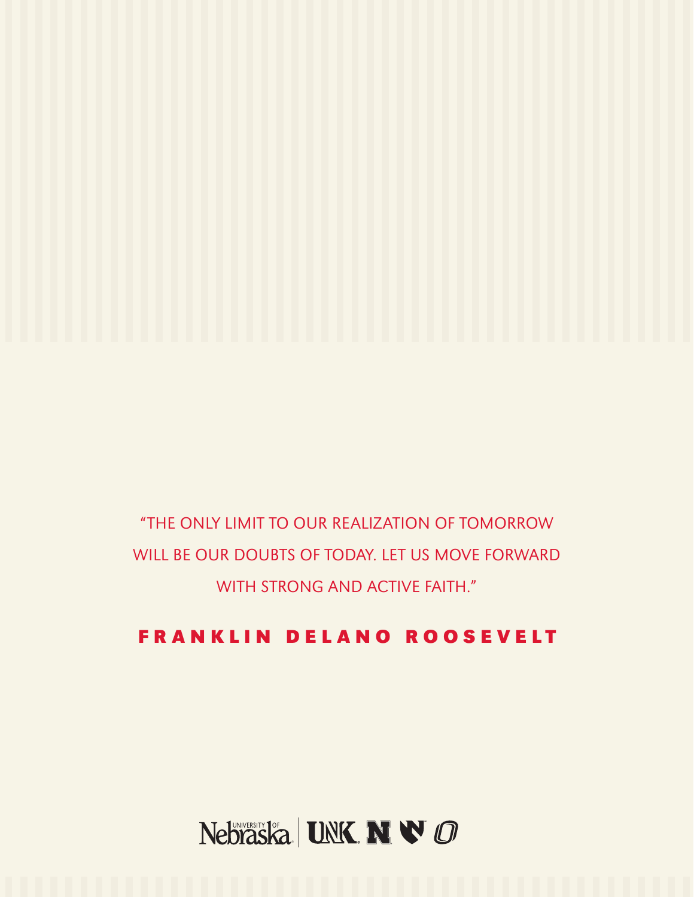"THE ONLY LIMIT TO OUR REALIZATION OF TOMORROW WILL BE OUR DOUBTS OF TODAY. LET US MOVE FORWARD WITH STRONG AND ACTIVE FAITH."

**FRANKLIN DELANO ROOSEVELT**

University of Nebraska | UNK N N O